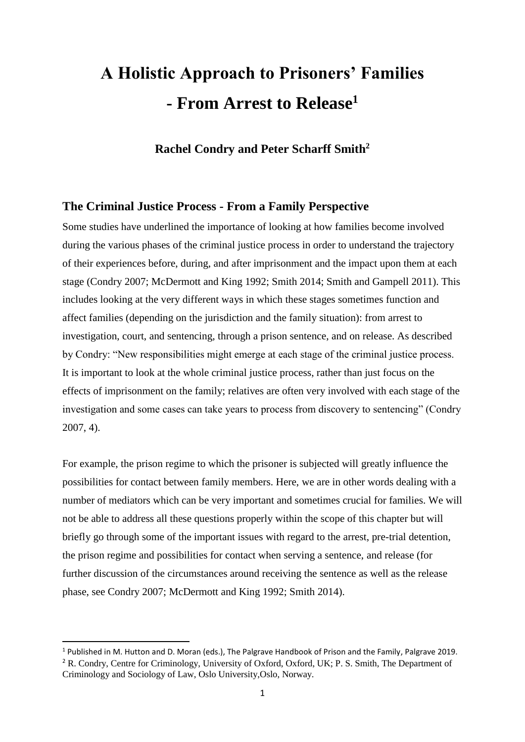# A Holistic Approach to Prisoners' Families - From Arrest to Release[1]

**Rachel Condry and Peter Scharff Smith[2]**

## The Criminal Justice Process - From a Family Perspective

Some studies have underlined the importance of looking at how families become involved during the various phases of the criminal justice process in order to understand the trajectory of their experiences before, during, and after imprisonment and the impact upon them at each stage (Condry 2007; McDermott and King 1992; Smith 2014; Smith and Gampell 2011). This includes looking at the very different ways in which these stages sometimes function and affect families (depending on the jurisdiction and the family situation): from arrest to investigation, court, and sentencing, through a prison sentence, and on release. As described by Condry: "New responsibilities might emerge at each stage of the criminal justice process. It is important to look at the whole criminal justice process, rather than just focus on the effects of imprisonment on the family; relatives are often very involved with each stage of the investigation and some cases can take years to process from discovery to sentencing" (Condry 2007, 4).

For example, the prison regime to which the prisoner is subjected will greatly influence the possibilities for contact between family members. Here, we are in other words dealing with a number of mediators which can be very important and sometimes crucial for families. We will not be able to address all these questions properly within the scope of this chapter but will briefly go through some of the important issues with regard to the arrest, pre-trial detention, the prison regime and possibilities for contact when serving a sentence, and release (for further discussion of the circumstances around receiving the sentence as well as the release phase, see Condry 2007; McDermott and King 1992; Smith 2014).

---

[1] Published in M. Hutton and D. Moran (eds.), The Palgrave Handbook of Prison and the Family, Palgrave 2019.

[2] R. Condry, Centre for Criminology, University of Oxford, Oxford, UK; P. S. Smith, The Department of Criminology and Sociology of Law, Oslo University,Oslo, Norway.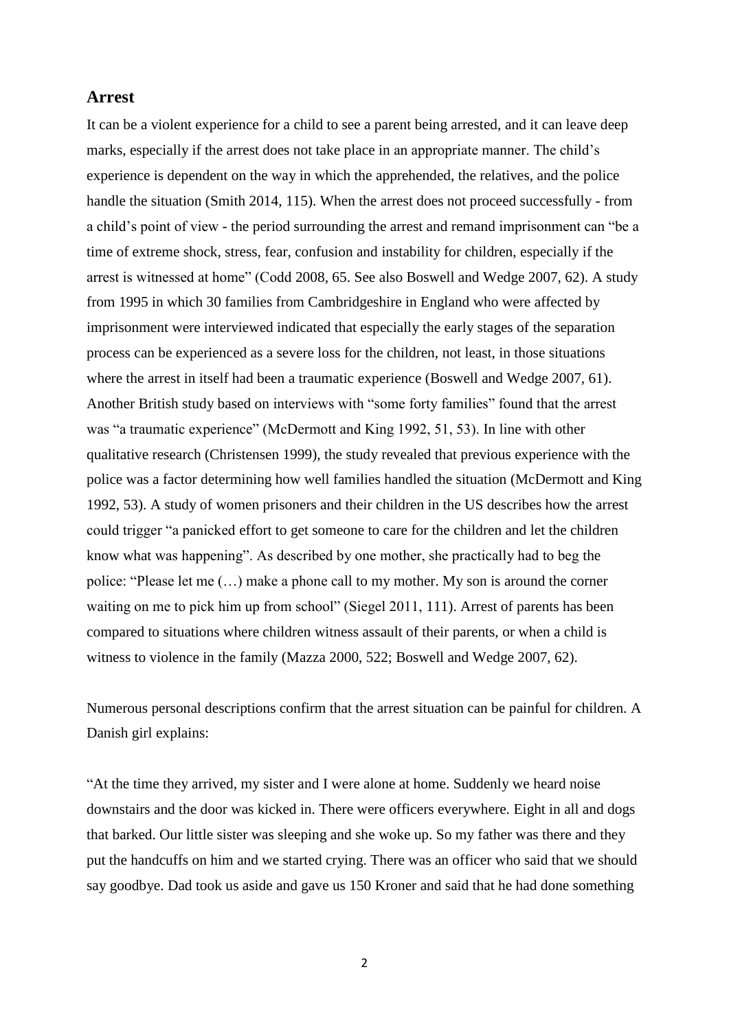## Arrest

It can be a violent experience for a child to see a parent being arrested, and it can leave deep marks, especially if the arrest does not take place in an appropriate manner. The child's experience is dependent on the way in which the apprehended, the relatives, and the police handle the situation (Smith 2014, 115). When the arrest does not proceed successfully - from a child's point of view - the period surrounding the arrest and remand imprisonment can "be a time of extreme shock, stress, fear, confusion and instability for children, especially if the arrest is witnessed at home" (Codd 2008, 65. See also Boswell and Wedge 2007, 62). A study from 1995 in which 30 families from Cambridgeshire in England who were affected by imprisonment were interviewed indicated that especially the early stages of the separation process can be experienced as a severe loss for the children, not least, in those situations where the arrest in itself had been a traumatic experience (Boswell and Wedge 2007, 61). Another British study based on interviews with "some forty families" found that the arrest was "a traumatic experience" (McDermott and King 1992, 51, 53). In line with other qualitative research (Christensen 1999), the study revealed that previous experience with the police was a factor determining how well families handled the situation (McDermott and King 1992, 53). A study of women prisoners and their children in the US describes how the arrest could trigger "a panicked effort to get someone to care for the children and let the children know what was happening". As described by one mother, she practically had to beg the police: "Please let me (…) make a phone call to my mother. My son is around the corner waiting on me to pick him up from school" (Siegel 2011, 111). Arrest of parents has been compared to situations where children witness assault of their parents, or when a child is witness to violence in the family (Mazza 2000, 522; Boswell and Wedge 2007, 62).

Numerous personal descriptions confirm that the arrest situation can be painful for children. A Danish girl explains:

"At the time they arrived, my sister and I were alone at home. Suddenly we heard noise downstairs and the door was kicked in. There were officers everywhere. Eight in all and dogs that barked. Our little sister was sleeping and she woke up. So my father was there and they put the handcuffs on him and we started crying. There was an officer who said that we should say goodbye. Dad took us aside and gave us 150 Kroner and said that he had done something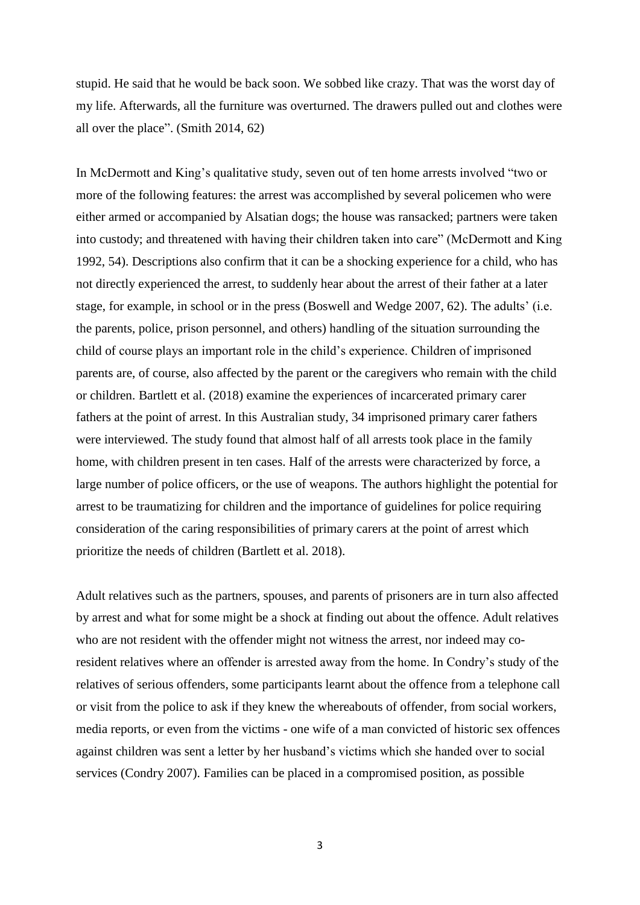stupid. He said that he would be back soon. We sobbed like crazy. That was the worst day of my life. Afterwards, all the furniture was overturned. The drawers pulled out and clothes were all over the place". (Smith 2014, 62)

In McDermott and King's qualitative study, seven out of ten home arrests involved "two or more of the following features: the arrest was accomplished by several policemen who were either armed or accompanied by Alsatian dogs; the house was ransacked; partners were taken into custody; and threatened with having their children taken into care" (McDermott and King 1992, 54). Descriptions also confirm that it can be a shocking experience for a child, who has not directly experienced the arrest, to suddenly hear about the arrest of their father at a later stage, for example, in school or in the press (Boswell and Wedge 2007, 62). The adults' (i.e. the parents, police, prison personnel, and others) handling of the situation surrounding the child of course plays an important role in the child's experience. Children of imprisoned parents are, of course, also affected by the parent or the caregivers who remain with the child or children. Bartlett et al. (2018) examine the experiences of incarcerated primary carer fathers at the point of arrest. In this Australian study, 34 imprisoned primary carer fathers were interviewed. The study found that almost half of all arrests took place in the family home, with children present in ten cases. Half of the arrests were characterized by force, a large number of police officers, or the use of weapons. The authors highlight the potential for arrest to be traumatizing for children and the importance of guidelines for police requiring consideration of the caring responsibilities of primary carers at the point of arrest which prioritize the needs of children (Bartlett et al. 2018).

Adult relatives such as the partners, spouses, and parents of prisoners are in turn also affected by arrest and what for some might be a shock at finding out about the offence. Adult relatives who are not resident with the offender might not witness the arrest, nor indeed may co-resident relatives where an offender is arrested away from the home. In Condry's study of the relatives of serious offenders, some participants learnt about the offence from a telephone call or visit from the police to ask if they knew the whereabouts of offender, from social workers, media reports, or even from the victims - one wife of a man convicted of historic sex offences against children was sent a letter by her husband's victims which she handed over to social services (Condry 2007). Families can be placed in a compromised position, as possible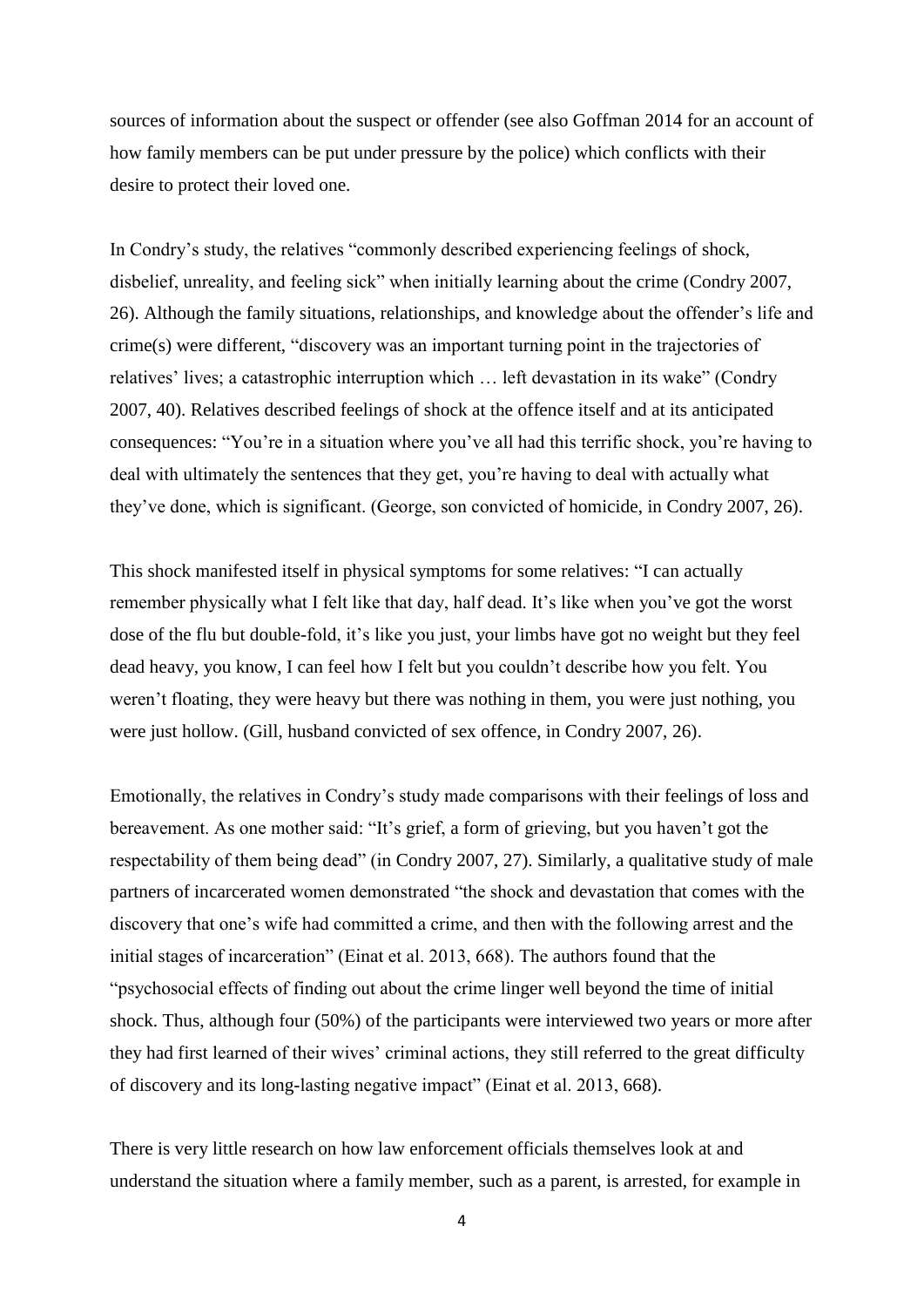sources of information about the suspect or offender (see also Goffman 2014 for an account of how family members can be put under pressure by the police) which conflicts with their desire to protect their loved one.

In Condry's study, the relatives "commonly described experiencing feelings of shock, disbelief, unreality, and feeling sick" when initially learning about the crime (Condry 2007, 26). Although the family situations, relationships, and knowledge about the offender's life and crime(s) were different, "discovery was an important turning point in the trajectories of relatives' lives; a catastrophic interruption which … left devastation in its wake" (Condry 2007, 40). Relatives described feelings of shock at the offence itself and at its anticipated consequences: "You're in a situation where you've all had this terrific shock, you're having to deal with ultimately the sentences that they get, you're having to deal with actually what they've done, which is significant. (George, son convicted of homicide, in Condry 2007, 26).

This shock manifested itself in physical symptoms for some relatives: "I can actually remember physically what I felt like that day, half dead. It's like when you've got the worst dose of the flu but double-fold, it's like you just, your limbs have got no weight but they feel dead heavy, you know, I can feel how I felt but you couldn't describe how you felt. You weren't floating, they were heavy but there was nothing in them, you were just nothing, you were just hollow. (Gill, husband convicted of sex offence, in Condry 2007, 26).

Emotionally, the relatives in Condry's study made comparisons with their feelings of loss and bereavement. As one mother said: "It's grief, a form of grieving, but you haven't got the respectability of them being dead" (in Condry 2007, 27). Similarly, a qualitative study of male partners of incarcerated women demonstrated "the shock and devastation that comes with the discovery that one's wife had committed a crime, and then with the following arrest and the initial stages of incarceration" (Einat et al. 2013, 668). The authors found that the "psychosocial effects of finding out about the crime linger well beyond the time of initial shock. Thus, although four (50%) of the participants were interviewed two years or more after they had first learned of their wives' criminal actions, they still referred to the great difficulty of discovery and its long-lasting negative impact" (Einat et al. 2013, 668).

There is very little research on how law enforcement officials themselves look at and understand the situation where a family member, such as a parent, is arrested, for example in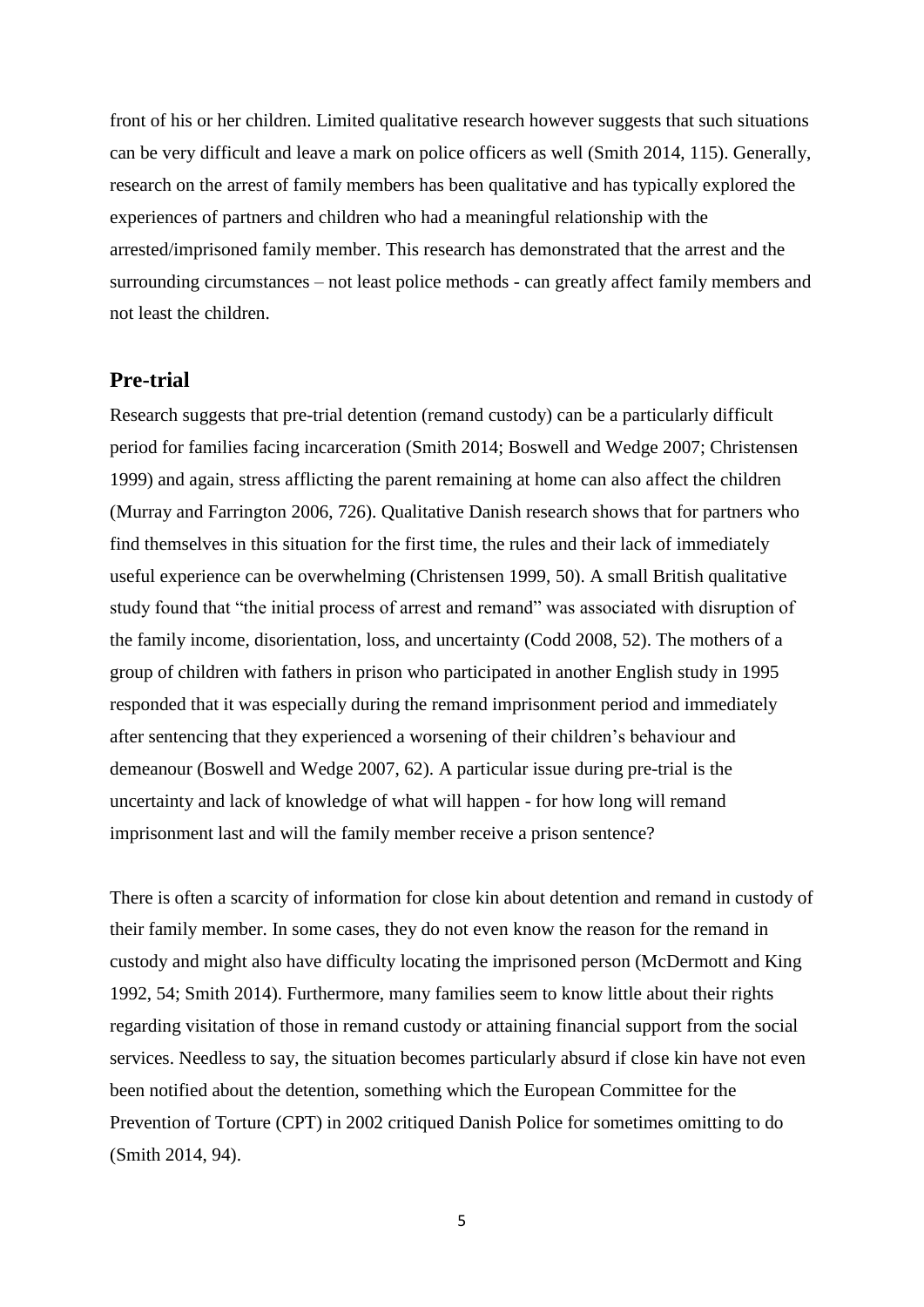front of his or her children. Limited qualitative research however suggests that such situations can be very difficult and leave a mark on police officers as well (Smith 2014, 115). Generally, research on the arrest of family members has been qualitative and has typically explored the experiences of partners and children who had a meaningful relationship with the arrested/imprisoned family member. This research has demonstrated that the arrest and the surrounding circumstances – not least police methods - can greatly affect family members and not least the children.

## Pre-trial

Research suggests that pre-trial detention (remand custody) can be a particularly difficult period for families facing incarceration (Smith 2014; Boswell and Wedge 2007; Christensen 1999) and again, stress afflicting the parent remaining at home can also affect the children (Murray and Farrington 2006, 726). Qualitative Danish research shows that for partners who find themselves in this situation for the first time, the rules and their lack of immediately useful experience can be overwhelming (Christensen 1999, 50). A small British qualitative study found that "the initial process of arrest and remand" was associated with disruption of the family income, disorientation, loss, and uncertainty (Codd 2008, 52). The mothers of a group of children with fathers in prison who participated in another English study in 1995 responded that it was especially during the remand imprisonment period and immediately after sentencing that they experienced a worsening of their children's behaviour and demeanour (Boswell and Wedge 2007, 62). A particular issue during pre-trial is the uncertainty and lack of knowledge of what will happen - for how long will remand imprisonment last and will the family member receive a prison sentence?

There is often a scarcity of information for close kin about detention and remand in custody of their family member. In some cases, they do not even know the reason for the remand in custody and might also have difficulty locating the imprisoned person (McDermott and King 1992, 54; Smith 2014). Furthermore, many families seem to know little about their rights regarding visitation of those in remand custody or attaining financial support from the social services. Needless to say, the situation becomes particularly absurd if close kin have not even been notified about the detention, something which the European Committee for the Prevention of Torture (CPT) in 2002 critiqued Danish Police for sometimes omitting to do (Smith 2014, 94).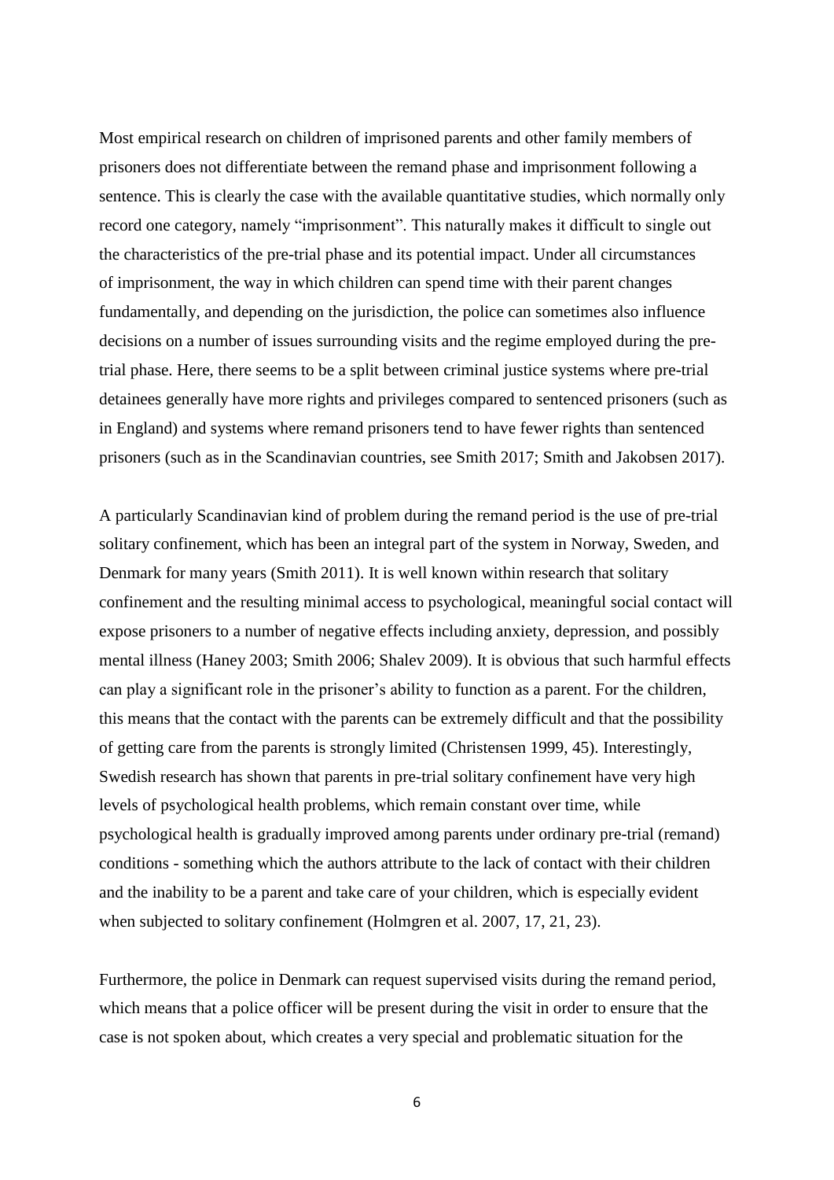Most empirical research on children of imprisoned parents and other family members of prisoners does not differentiate between the remand phase and imprisonment following a sentence. This is clearly the case with the available quantitative studies, which normally only record one category, namely "imprisonment". This naturally makes it difficult to single out the characteristics of the pre-trial phase and its potential impact. Under all circumstances of imprisonment, the way in which children can spend time with their parent changes fundamentally, and depending on the jurisdiction, the police can sometimes also influence decisions on a number of issues surrounding visits and the regime employed during the pre-trial phase. Here, there seems to be a split between criminal justice systems where pre-trial detainees generally have more rights and privileges compared to sentenced prisoners (such as in England) and systems where remand prisoners tend to have fewer rights than sentenced prisoners (such as in the Scandinavian countries, see Smith 2017; Smith and Jakobsen 2017).

A particularly Scandinavian kind of problem during the remand period is the use of pre-trial solitary confinement, which has been an integral part of the system in Norway, Sweden, and Denmark for many years (Smith 2011). It is well known within research that solitary confinement and the resulting minimal access to psychological, meaningful social contact will expose prisoners to a number of negative effects including anxiety, depression, and possibly mental illness (Haney 2003; Smith 2006; Shalev 2009). It is obvious that such harmful effects can play a significant role in the prisoner's ability to function as a parent. For the children, this means that the contact with the parents can be extremely difficult and that the possibility of getting care from the parents is strongly limited (Christensen 1999, 45). Interestingly, Swedish research has shown that parents in pre-trial solitary confinement have very high levels of psychological health problems, which remain constant over time, while psychological health is gradually improved among parents under ordinary pre-trial (remand) conditions - something which the authors attribute to the lack of contact with their children and the inability to be a parent and take care of your children, which is especially evident when subjected to solitary confinement (Holmgren et al. 2007, 17, 21, 23).

Furthermore, the police in Denmark can request supervised visits during the remand period, which means that a police officer will be present during the visit in order to ensure that the case is not spoken about, which creates a very special and problematic situation for the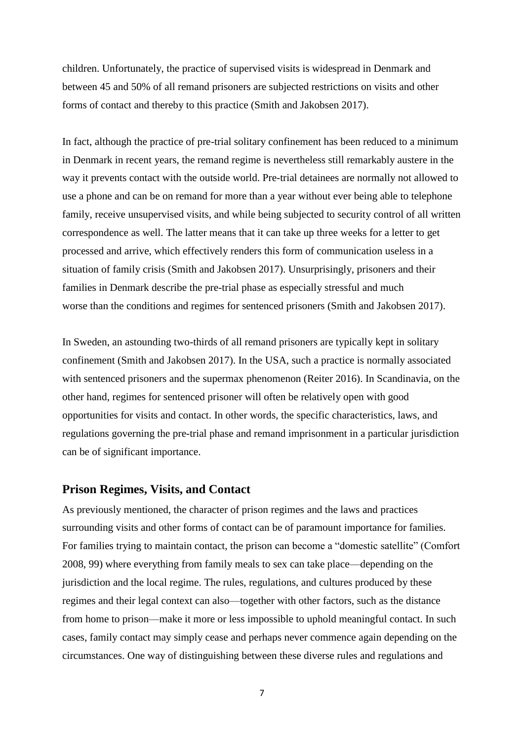children. Unfortunately, the practice of supervised visits is widespread in Denmark and between 45 and 50% of all remand prisoners are subjected restrictions on visits and other forms of contact and thereby to this practice (Smith and Jakobsen 2017).

In fact, although the practice of pre-trial solitary confinement has been reduced to a minimum in Denmark in recent years, the remand regime is nevertheless still remarkably austere in the way it prevents contact with the outside world. Pre-trial detainees are normally not allowed to use a phone and can be on remand for more than a year without ever being able to telephone family, receive unsupervised visits, and while being subjected to security control of all written correspondence as well. The latter means that it can take up three weeks for a letter to get processed and arrive, which effectively renders this form of communication useless in a situation of family crisis (Smith and Jakobsen 2017). Unsurprisingly, prisoners and their families in Denmark describe the pre-trial phase as especially stressful and much worse than the conditions and regimes for sentenced prisoners (Smith and Jakobsen 2017).

In Sweden, an astounding two-thirds of all remand prisoners are typically kept in solitary confinement (Smith and Jakobsen 2017). In the USA, such a practice is normally associated with sentenced prisoners and the supermax phenomenon (Reiter 2016). In Scandinavia, on the other hand, regimes for sentenced prisoner will often be relatively open with good opportunities for visits and contact. In other words, the specific characteristics, laws, and regulations governing the pre-trial phase and remand imprisonment in a particular jurisdiction can be of significant importance.

## Prison Regimes, Visits, and Contact

As previously mentioned, the character of prison regimes and the laws and practices surrounding visits and other forms of contact can be of paramount importance for families. For families trying to maintain contact, the prison can become a "domestic satellite" (Comfort 2008, 99) where everything from family meals to sex can take place—depending on the jurisdiction and the local regime. The rules, regulations, and cultures produced by these regimes and their legal context can also—together with other factors, such as the distance from home to prison—make it more or less impossible to uphold meaningful contact. In such cases, family contact may simply cease and perhaps never commence again depending on the circumstances. One way of distinguishing between these diverse rules and regulations and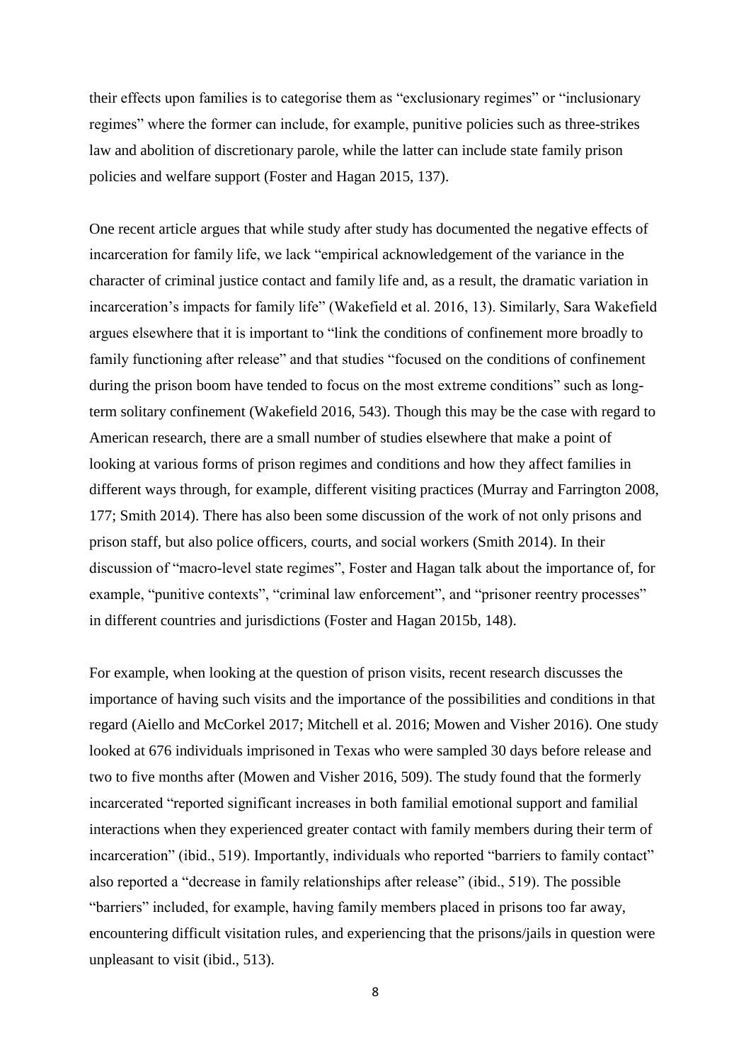their effects upon families is to categorise them as "exclusionary regimes" or "inclusionary regimes" where the former can include, for example, punitive policies such as three-strikes law and abolition of discretionary parole, while the latter can include state family prison policies and welfare support (Foster and Hagan 2015, 137).

One recent article argues that while study after study has documented the negative effects of incarceration for family life, we lack "empirical acknowledgement of the variance in the character of criminal justice contact and family life and, as a result, the dramatic variation in incarceration's impacts for family life" (Wakefield et al. 2016, 13). Similarly, Sara Wakefield argues elsewhere that it is important to "link the conditions of confinement more broadly to family functioning after release" and that studies "focused on the conditions of confinement during the prison boom have tended to focus on the most extreme conditions" such as long-term solitary confinement (Wakefield 2016, 543). Though this may be the case with regard to American research, there are a small number of studies elsewhere that make a point of looking at various forms of prison regimes and conditions and how they affect families in different ways through, for example, different visiting practices (Murray and Farrington 2008, 177; Smith 2014). There has also been some discussion of the work of not only prisons and prison staff, but also police officers, courts, and social workers (Smith 2014). In their discussion of "macro-level state regimes", Foster and Hagan talk about the importance of, for example, "punitive contexts", "criminal law enforcement", and "prisoner reentry processes" in different countries and jurisdictions (Foster and Hagan 2015b, 148).

For example, when looking at the question of prison visits, recent research discusses the importance of having such visits and the importance of the possibilities and conditions in that regard (Aiello and McCorkel 2017; Mitchell et al. 2016; Mowen and Visher 2016). One study looked at 676 individuals imprisoned in Texas who were sampled 30 days before release and two to five months after (Mowen and Visher 2016, 509). The study found that the formerly incarcerated "reported significant increases in both familial emotional support and familial interactions when they experienced greater contact with family members during their term of incarceration" (ibid., 519). Importantly, individuals who reported "barriers to family contact" also reported a "decrease in family relationships after release" (ibid., 519). The possible "barriers" included, for example, having family members placed in prisons too far away, encountering difficult visitation rules, and experiencing that the prisons/jails in question were unpleasant to visit (ibid., 513).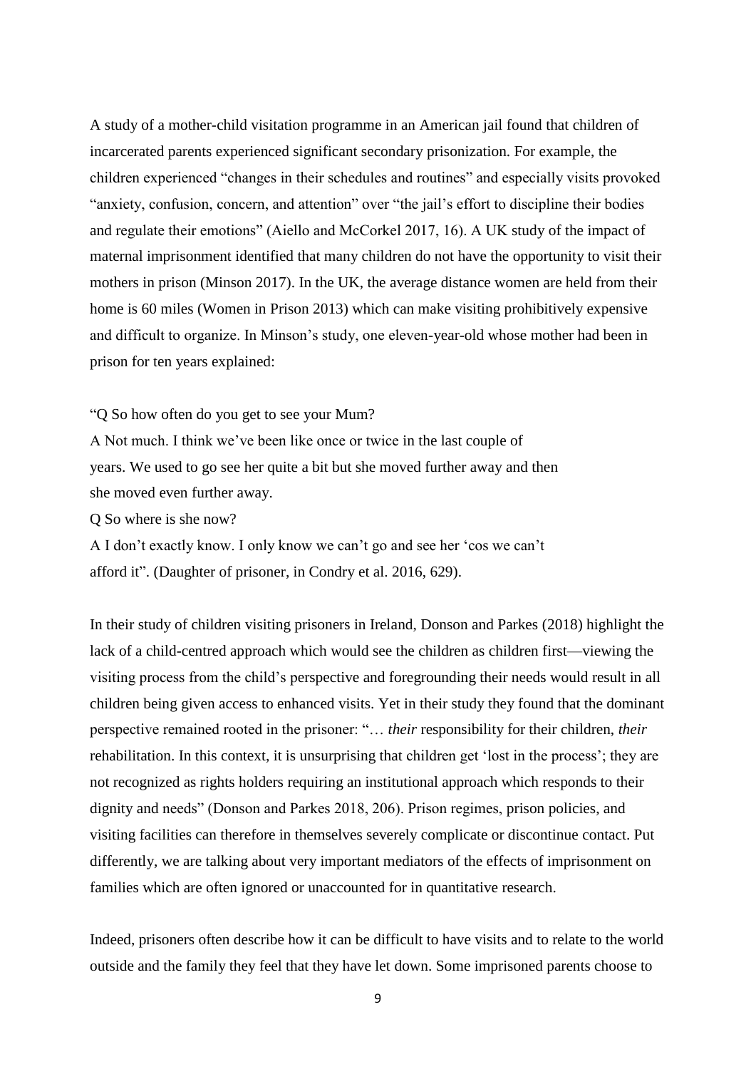A study of a mother-child visitation programme in an American jail found that children of incarcerated parents experienced significant secondary prisonization. For example, the children experienced "changes in their schedules and routines" and especially visits provoked "anxiety, confusion, concern, and attention" over "the jail's effort to discipline their bodies and regulate their emotions" (Aiello and McCorkel 2017, 16). A UK study of the impact of maternal imprisonment identified that many children do not have the opportunity to visit their mothers in prison (Minson 2017). In the UK, the average distance women are held from their home is 60 miles (Women in Prison 2013) which can make visiting prohibitively expensive and difficult to organize. In Minson's study, one eleven-year-old whose mother had been in prison for ten years explained:

"Q So how often do you get to see your Mum?
A Not much. I think we've been like once or twice in the last couple of years. We used to go see her quite a bit but she moved further away and then she moved even further away.
Q So where is she now?
A I don't exactly know. I only know we can't go and see her 'cos we can't afford it". (Daughter of prisoner, in Condry et al. 2016, 629).

In their study of children visiting prisoners in Ireland, Donson and Parkes (2018) highlight the lack of a child-centred approach which would see the children as children first—viewing the visiting process from the child's perspective and foregrounding their needs would result in all children being given access to enhanced visits. Yet in their study they found that the dominant perspective remained rooted in the prisoner: "… *their* responsibility for their children, *their* rehabilitation. In this context, it is unsurprising that children get 'lost in the process'; they are not recognized as rights holders requiring an institutional approach which responds to their dignity and needs" (Donson and Parkes 2018, 206). Prison regimes, prison policies, and visiting facilities can therefore in themselves severely complicate or discontinue contact. Put differently, we are talking about very important mediators of the effects of imprisonment on families which are often ignored or unaccounted for in quantitative research.

Indeed, prisoners often describe how it can be difficult to have visits and to relate to the world outside and the family they feel that they have let down. Some imprisoned parents choose to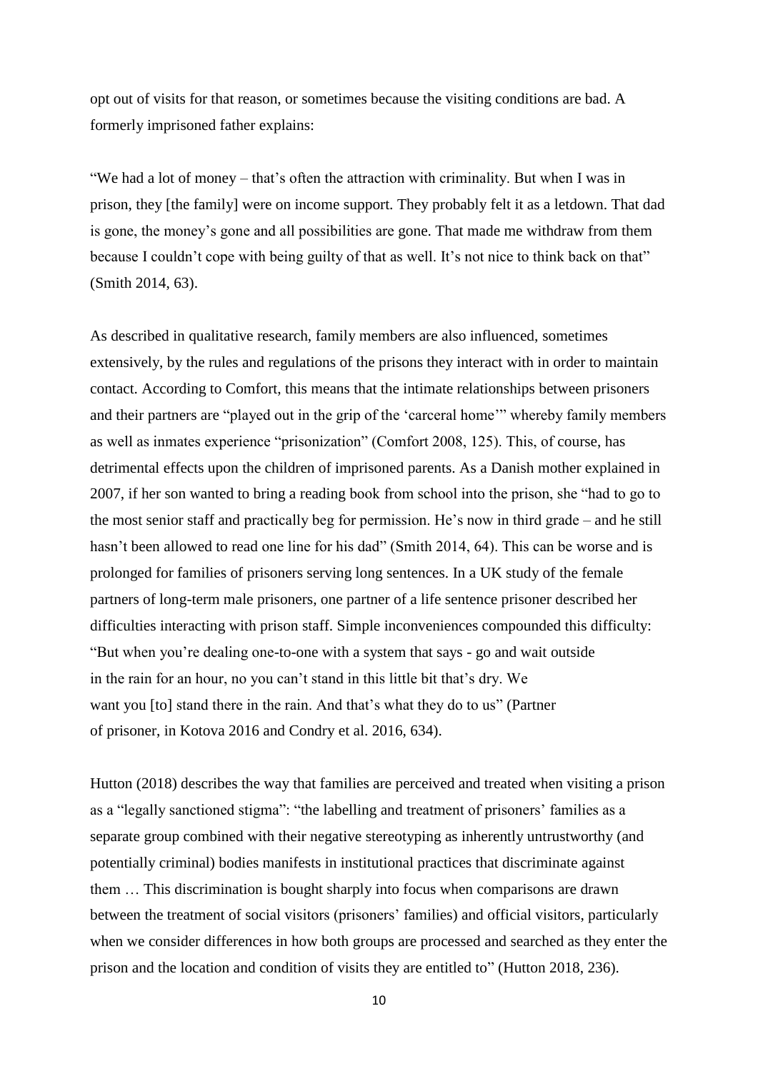opt out of visits for that reason, or sometimes because the visiting conditions are bad. A formerly imprisoned father explains:

"We had a lot of money – that's often the attraction with criminality. But when I was in prison, they [the family] were on income support. They probably felt it as a letdown. That dad is gone, the money's gone and all possibilities are gone. That made me withdraw from them because I couldn't cope with being guilty of that as well. It's not nice to think back on that" (Smith 2014, 63).

As described in qualitative research, family members are also influenced, sometimes extensively, by the rules and regulations of the prisons they interact with in order to maintain contact. According to Comfort, this means that the intimate relationships between prisoners and their partners are "played out in the grip of the 'carceral home'" whereby family members as well as inmates experience "prisonization" (Comfort 2008, 125). This, of course, has detrimental effects upon the children of imprisoned parents. As a Danish mother explained in 2007, if her son wanted to bring a reading book from school into the prison, she "had to go to the most senior staff and practically beg for permission. He's now in third grade – and he still hasn't been allowed to read one line for his dad" (Smith 2014, 64). This can be worse and is prolonged for families of prisoners serving long sentences. In a UK study of the female partners of long-term male prisoners, one partner of a life sentence prisoner described her difficulties interacting with prison staff. Simple inconveniences compounded this difficulty: "But when you're dealing one-to-one with a system that says - go and wait outside in the rain for an hour, no you can't stand in this little bit that's dry. We want you [to] stand there in the rain. And that's what they do to us" (Partner of prisoner, in Kotova 2016 and Condry et al. 2016, 634).

Hutton (2018) describes the way that families are perceived and treated when visiting a prison as a "legally sanctioned stigma": "the labelling and treatment of prisoners' families as a separate group combined with their negative stereotyping as inherently untrustworthy (and potentially criminal) bodies manifests in institutional practices that discriminate against them … This discrimination is bought sharply into focus when comparisons are drawn between the treatment of social visitors (prisoners' families) and official visitors, particularly when we consider differences in how both groups are processed and searched as they enter the prison and the location and condition of visits they are entitled to" (Hutton 2018, 236).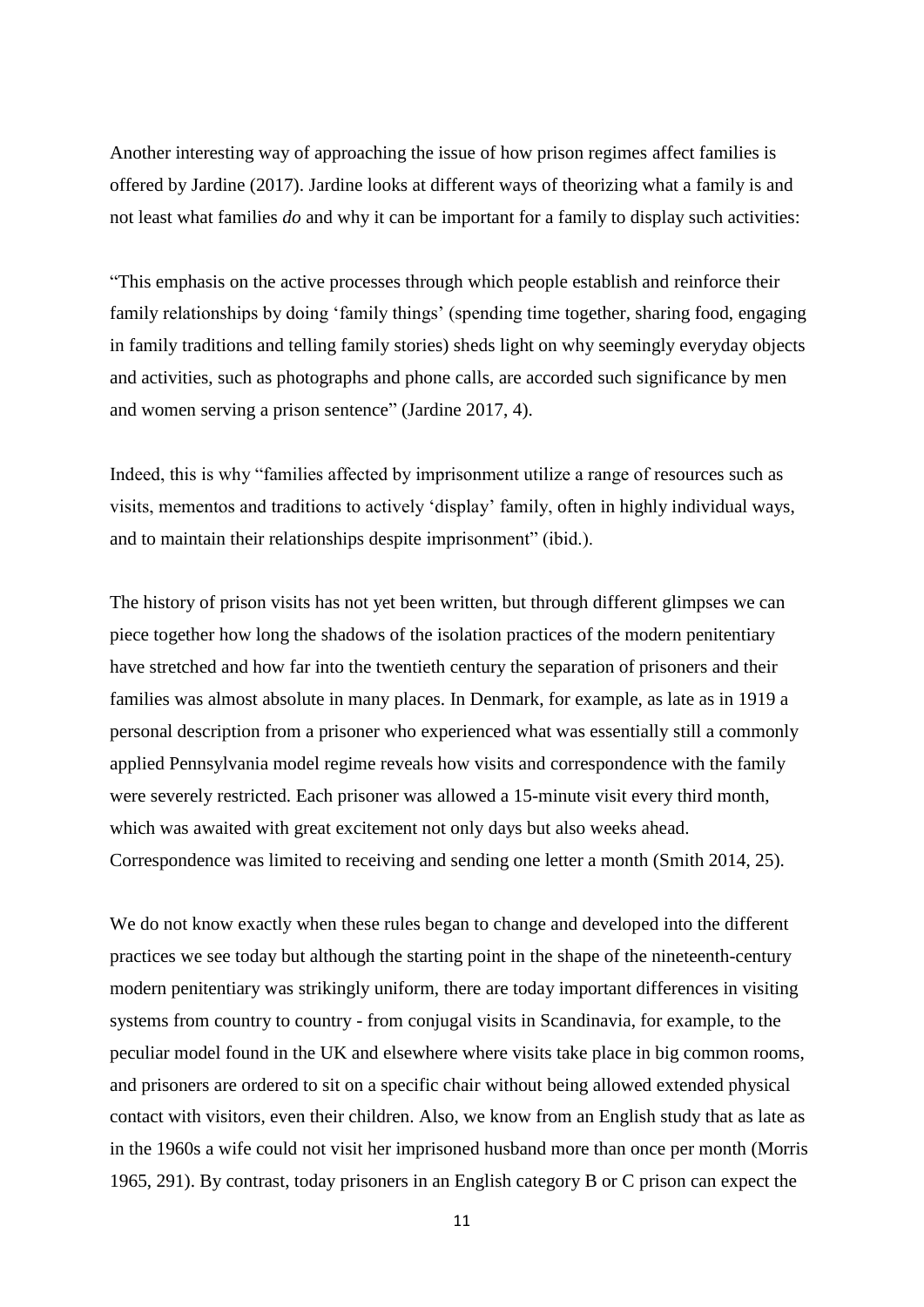Another interesting way of approaching the issue of how prison regimes affect families is offered by Jardine (2017). Jardine looks at different ways of theorizing what a family is and not least what families *do* and why it can be important for a family to display such activities:

"This emphasis on the active processes through which people establish and reinforce their family relationships by doing 'family things' (spending time together, sharing food, engaging in family traditions and telling family stories) sheds light on why seemingly everyday objects and activities, such as photographs and phone calls, are accorded such significance by men and women serving a prison sentence" (Jardine 2017, 4).

Indeed, this is why "families affected by imprisonment utilize a range of resources such as visits, mementos and traditions to actively 'display' family, often in highly individual ways, and to maintain their relationships despite imprisonment" (ibid.).

The history of prison visits has not yet been written, but through different glimpses we can piece together how long the shadows of the isolation practices of the modern penitentiary have stretched and how far into the twentieth century the separation of prisoners and their families was almost absolute in many places. In Denmark, for example, as late as in 1919 a personal description from a prisoner who experienced what was essentially still a commonly applied Pennsylvania model regime reveals how visits and correspondence with the family were severely restricted. Each prisoner was allowed a 15-minute visit every third month, which was awaited with great excitement not only days but also weeks ahead. Correspondence was limited to receiving and sending one letter a month (Smith 2014, 25).

We do not know exactly when these rules began to change and developed into the different practices we see today but although the starting point in the shape of the nineteenth-century modern penitentiary was strikingly uniform, there are today important differences in visiting systems from country to country - from conjugal visits in Scandinavia, for example, to the peculiar model found in the UK and elsewhere where visits take place in big common rooms, and prisoners are ordered to sit on a specific chair without being allowed extended physical contact with visitors, even their children. Also, we know from an English study that as late as in the 1960s a wife could not visit her imprisoned husband more than once per month (Morris 1965, 291). By contrast, today prisoners in an English category B or C prison can expect the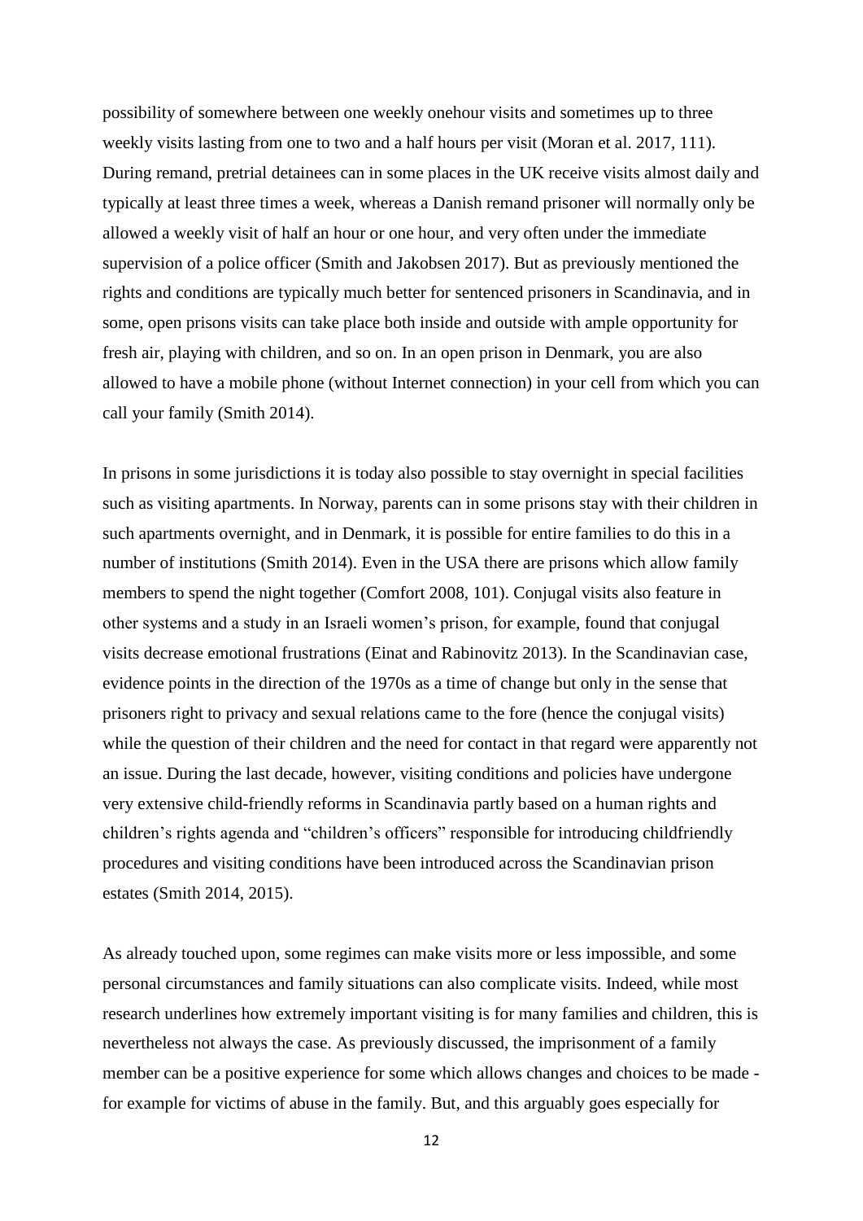possibility of somewhere between one weekly onehour visits and sometimes up to three weekly visits lasting from one to two and a half hours per visit (Moran et al. 2017, 111). During remand, pretrial detainees can in some places in the UK receive visits almost daily and typically at least three times a week, whereas a Danish remand prisoner will normally only be allowed a weekly visit of half an hour or one hour, and very often under the immediate supervision of a police officer (Smith and Jakobsen 2017). But as previously mentioned the rights and conditions are typically much better for sentenced prisoners in Scandinavia, and in some, open prisons visits can take place both inside and outside with ample opportunity for fresh air, playing with children, and so on. In an open prison in Denmark, you are also allowed to have a mobile phone (without Internet connection) in your cell from which you can call your family (Smith 2014).

In prisons in some jurisdictions it is today also possible to stay overnight in special facilities such as visiting apartments. In Norway, parents can in some prisons stay with their children in such apartments overnight, and in Denmark, it is possible for entire families to do this in a number of institutions (Smith 2014). Even in the USA there are prisons which allow family members to spend the night together (Comfort 2008, 101). Conjugal visits also feature in other systems and a study in an Israeli women's prison, for example, found that conjugal visits decrease emotional frustrations (Einat and Rabinovitz 2013). In the Scandinavian case, evidence points in the direction of the 1970s as a time of change but only in the sense that prisoners right to privacy and sexual relations came to the fore (hence the conjugal visits) while the question of their children and the need for contact in that regard were apparently not an issue. During the last decade, however, visiting conditions and policies have undergone very extensive child-friendly reforms in Scandinavia partly based on a human rights and children's rights agenda and "children's officers" responsible for introducing childfriendly procedures and visiting conditions have been introduced across the Scandinavian prison estates (Smith 2014, 2015).

As already touched upon, some regimes can make visits more or less impossible, and some personal circumstances and family situations can also complicate visits. Indeed, while most research underlines how extremely important visiting is for many families and children, this is nevertheless not always the case. As previously discussed, the imprisonment of a family member can be a positive experience for some which allows changes and choices to be made - for example for victims of abuse in the family. But, and this arguably goes especially for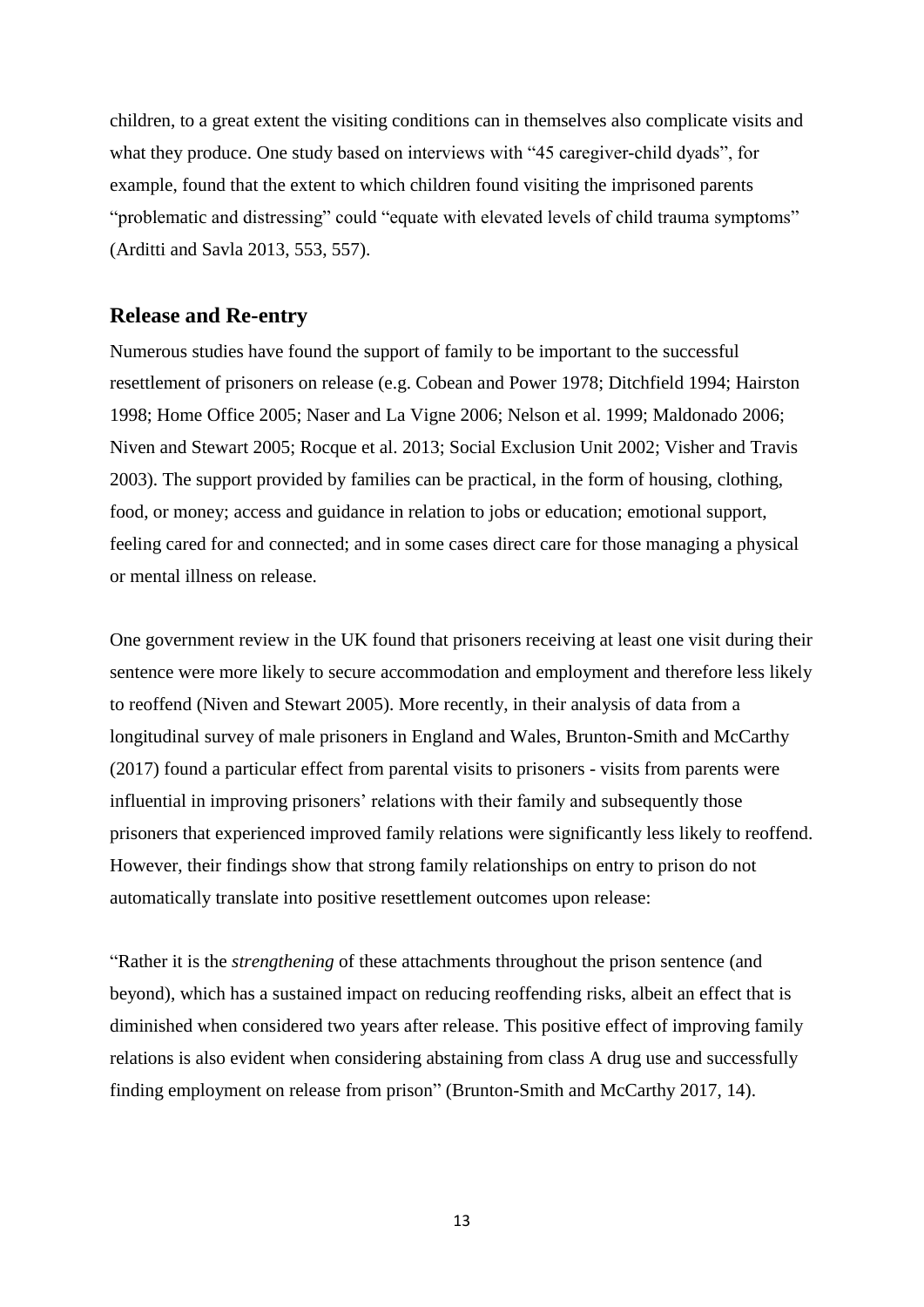children, to a great extent the visiting conditions can in themselves also complicate visits and what they produce. One study based on interviews with "45 caregiver-child dyads", for example, found that the extent to which children found visiting the imprisoned parents "problematic and distressing" could "equate with elevated levels of child trauma symptoms" (Arditti and Savla 2013, 553, 557).

## Release and Re-entry

Numerous studies have found the support of family to be important to the successful resettlement of prisoners on release (e.g. Cobean and Power 1978; Ditchfield 1994; Hairston 1998; Home Office 2005; Naser and La Vigne 2006; Nelson et al. 1999; Maldonado 2006; Niven and Stewart 2005; Rocque et al. 2013; Social Exclusion Unit 2002; Visher and Travis 2003). The support provided by families can be practical, in the form of housing, clothing, food, or money; access and guidance in relation to jobs or education; emotional support, feeling cared for and connected; and in some cases direct care for those managing a physical or mental illness on release.

One government review in the UK found that prisoners receiving at least one visit during their sentence were more likely to secure accommodation and employment and therefore less likely to reoffend (Niven and Stewart 2005). More recently, in their analysis of data from a longitudinal survey of male prisoners in England and Wales, Brunton-Smith and McCarthy (2017) found a particular effect from parental visits to prisoners - visits from parents were influential in improving prisoners' relations with their family and subsequently those prisoners that experienced improved family relations were significantly less likely to reoffend. However, their findings show that strong family relationships on entry to prison do not automatically translate into positive resettlement outcomes upon release:

"Rather it is the *strengthening* of these attachments throughout the prison sentence (and beyond), which has a sustained impact on reducing reoffending risks, albeit an effect that is diminished when considered two years after release. This positive effect of improving family relations is also evident when considering abstaining from class A drug use and successfully finding employment on release from prison" (Brunton-Smith and McCarthy 2017, 14).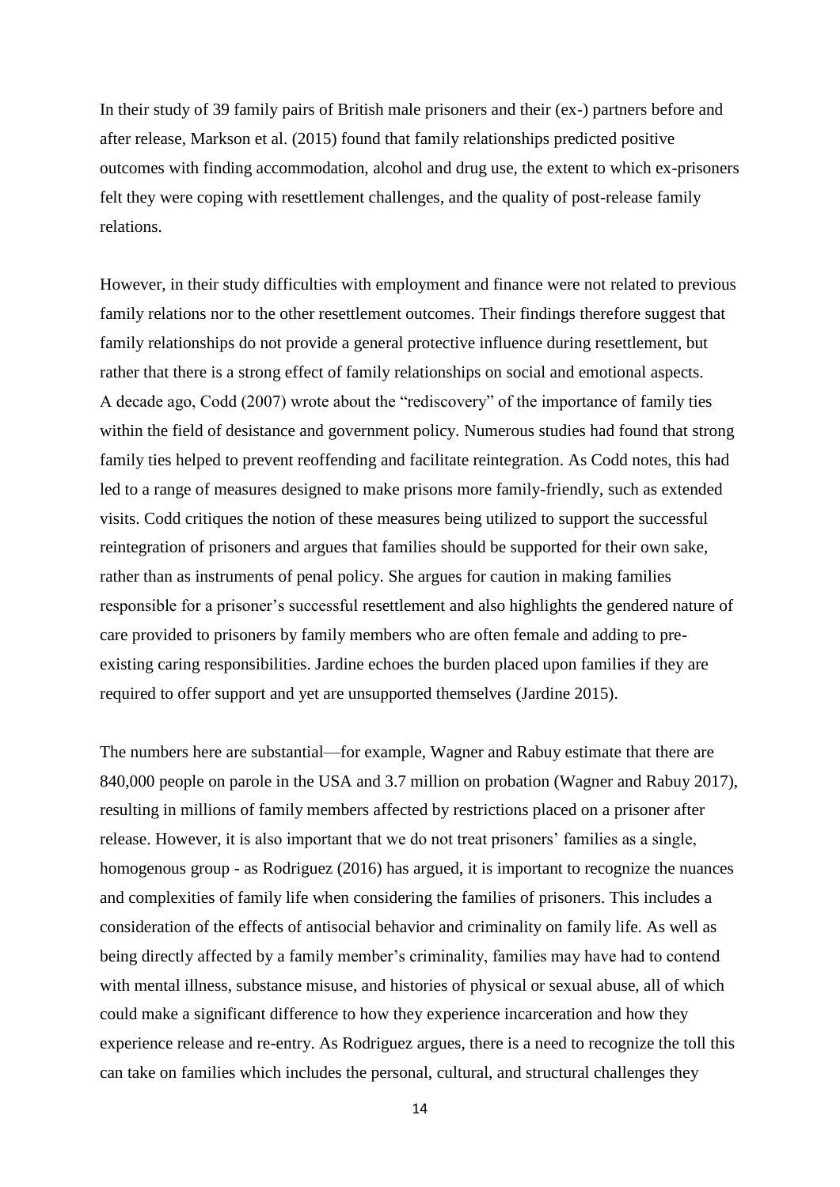In their study of 39 family pairs of British male prisoners and their (ex-) partners before and after release, Markson et al. (2015) found that family relationships predicted positive outcomes with finding accommodation, alcohol and drug use, the extent to which ex-prisoners felt they were coping with resettlement challenges, and the quality of post-release family relations.

However, in their study difficulties with employment and finance were not related to previous family relations nor to the other resettlement outcomes. Their findings therefore suggest that family relationships do not provide a general protective influence during resettlement, but rather that there is a strong effect of family relationships on social and emotional aspects. A decade ago, Codd (2007) wrote about the "rediscovery" of the importance of family ties within the field of desistance and government policy. Numerous studies had found that strong family ties helped to prevent reoffending and facilitate reintegration. As Codd notes, this had led to a range of measures designed to make prisons more family-friendly, such as extended visits. Codd critiques the notion of these measures being utilized to support the successful reintegration of prisoners and argues that families should be supported for their own sake, rather than as instruments of penal policy. She argues for caution in making families responsible for a prisoner's successful resettlement and also highlights the gendered nature of care provided to prisoners by family members who are often female and adding to pre-existing caring responsibilities. Jardine echoes the burden placed upon families if they are required to offer support and yet are unsupported themselves (Jardine 2015).

The numbers here are substantial—for example, Wagner and Rabuy estimate that there are 840,000 people on parole in the USA and 3.7 million on probation (Wagner and Rabuy 2017), resulting in millions of family members affected by restrictions placed on a prisoner after release. However, it is also important that we do not treat prisoners' families as a single, homogenous group - as Rodriguez (2016) has argued, it is important to recognize the nuances and complexities of family life when considering the families of prisoners. This includes a consideration of the effects of antisocial behavior and criminality on family life. As well as being directly affected by a family member's criminality, families may have had to contend with mental illness, substance misuse, and histories of physical or sexual abuse, all of which could make a significant difference to how they experience incarceration and how they experience release and re-entry. As Rodriguez argues, there is a need to recognize the toll this can take on families which includes the personal, cultural, and structural challenges they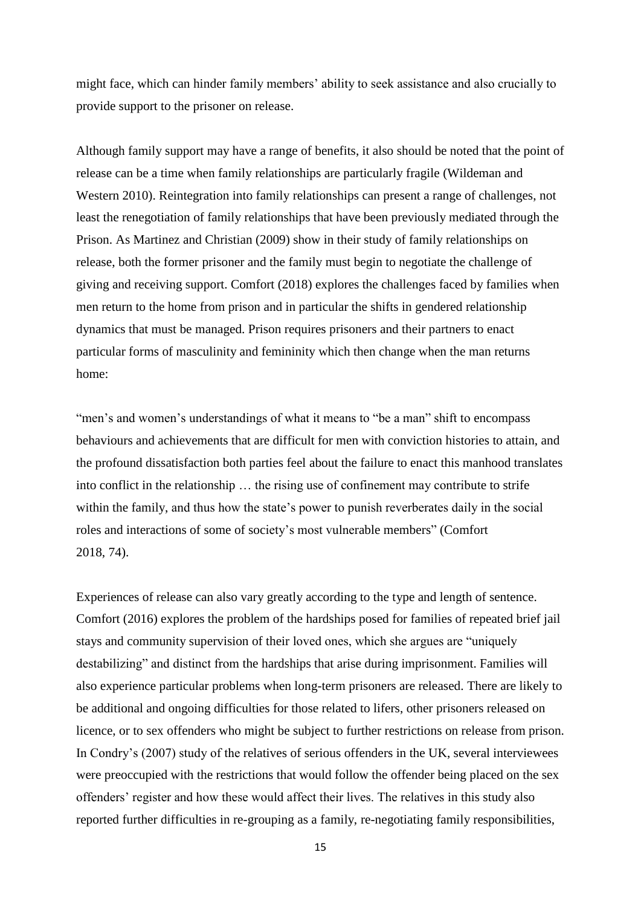might face, which can hinder family members' ability to seek assistance and also crucially to provide support to the prisoner on release.

Although family support may have a range of benefits, it also should be noted that the point of release can be a time when family relationships are particularly fragile (Wildeman and Western 2010). Reintegration into family relationships can present a range of challenges, not least the renegotiation of family relationships that have been previously mediated through the Prison. As Martinez and Christian (2009) show in their study of family relationships on release, both the former prisoner and the family must begin to negotiate the challenge of giving and receiving support. Comfort (2018) explores the challenges faced by families when men return to the home from prison and in particular the shifts in gendered relationship dynamics that must be managed. Prison requires prisoners and their partners to enact particular forms of masculinity and femininity which then change when the man returns home:

"men's and women's understandings of what it means to "be a man" shift to encompass behaviours and achievements that are difficult for men with conviction histories to attain, and the profound dissatisfaction both parties feel about the failure to enact this manhood translates into conflict in the relationship … the rising use of confinement may contribute to strife within the family, and thus how the state's power to punish reverberates daily in the social roles and interactions of some of society's most vulnerable members" (Comfort 2018, 74).

Experiences of release can also vary greatly according to the type and length of sentence. Comfort (2016) explores the problem of the hardships posed for families of repeated brief jail stays and community supervision of their loved ones, which she argues are "uniquely destabilizing" and distinct from the hardships that arise during imprisonment. Families will also experience particular problems when long-term prisoners are released. There are likely to be additional and ongoing difficulties for those related to lifers, other prisoners released on licence, or to sex offenders who might be subject to further restrictions on release from prison. In Condry's (2007) study of the relatives of serious offenders in the UK, several interviewees were preoccupied with the restrictions that would follow the offender being placed on the sex offenders' register and how these would affect their lives. The relatives in this study also reported further difficulties in re-grouping as a family, re-negotiating family responsibilities,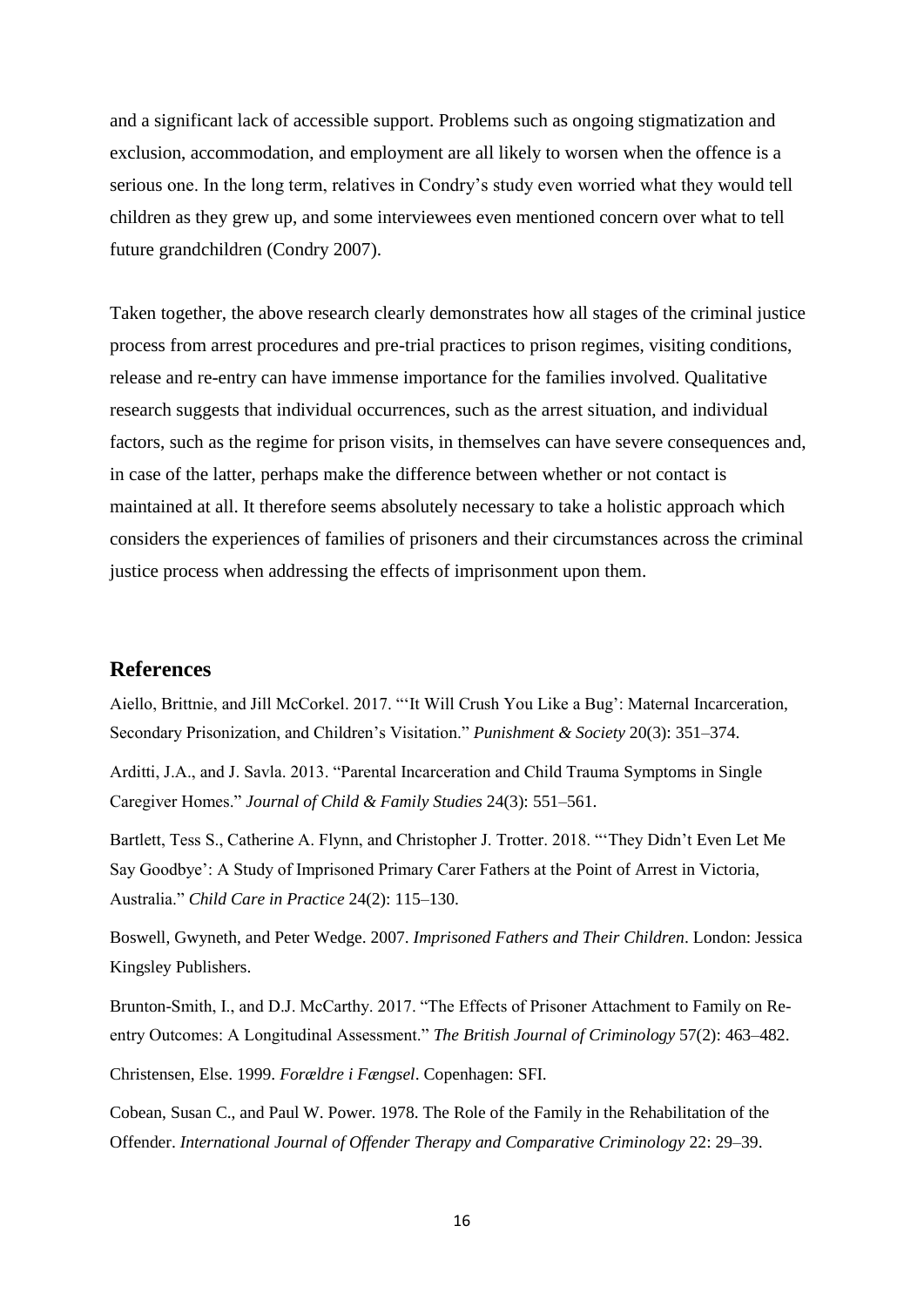and a significant lack of accessible support. Problems such as ongoing stigmatization and exclusion, accommodation, and employment are all likely to worsen when the offence is a serious one. In the long term, relatives in Condry's study even worried what they would tell children as they grew up, and some interviewees even mentioned concern over what to tell future grandchildren (Condry 2007).

Taken together, the above research clearly demonstrates how all stages of the criminal justice process from arrest procedures and pre-trial practices to prison regimes, visiting conditions, release and re-entry can have immense importance for the families involved. Qualitative research suggests that individual occurrences, such as the arrest situation, and individual factors, such as the regime for prison visits, in themselves can have severe consequences and, in case of the latter, perhaps make the difference between whether or not contact is maintained at all. It therefore seems absolutely necessary to take a holistic approach which considers the experiences of families of prisoners and their circumstances across the criminal justice process when addressing the effects of imprisonment upon them.

## References

Aiello, Brittnie, and Jill McCorkel. 2017. "'It Will Crush You Like a Bug': Maternal Incarceration, Secondary Prisonization, and Children's Visitation." *Punishment & Society* 20(3): 351–374.

Arditti, J.A., and J. Savla. 2013. "Parental Incarceration and Child Trauma Symptoms in Single Caregiver Homes." *Journal of Child & Family Studies* 24(3): 551–561.

Bartlett, Tess S., Catherine A. Flynn, and Christopher J. Trotter. 2018. "'They Didn't Even Let Me Say Goodbye': A Study of Imprisoned Primary Carer Fathers at the Point of Arrest in Victoria, Australia." *Child Care in Practice* 24(2): 115–130.

Boswell, Gwyneth, and Peter Wedge. 2007. *Imprisoned Fathers and Their Children*. London: Jessica Kingsley Publishers.

Brunton-Smith, I., and D.J. McCarthy. 2017. "The Effects of Prisoner Attachment to Family on Re-entry Outcomes: A Longitudinal Assessment." *The British Journal of Criminology* 57(2): 463–482.

Christensen, Else. 1999. *Forældre i Fængsel*. Copenhagen: SFI.

Cobean, Susan C., and Paul W. Power. 1978. The Role of the Family in the Rehabilitation of the Offender. *International Journal of Offender Therapy and Comparative Criminology* 22: 29–39.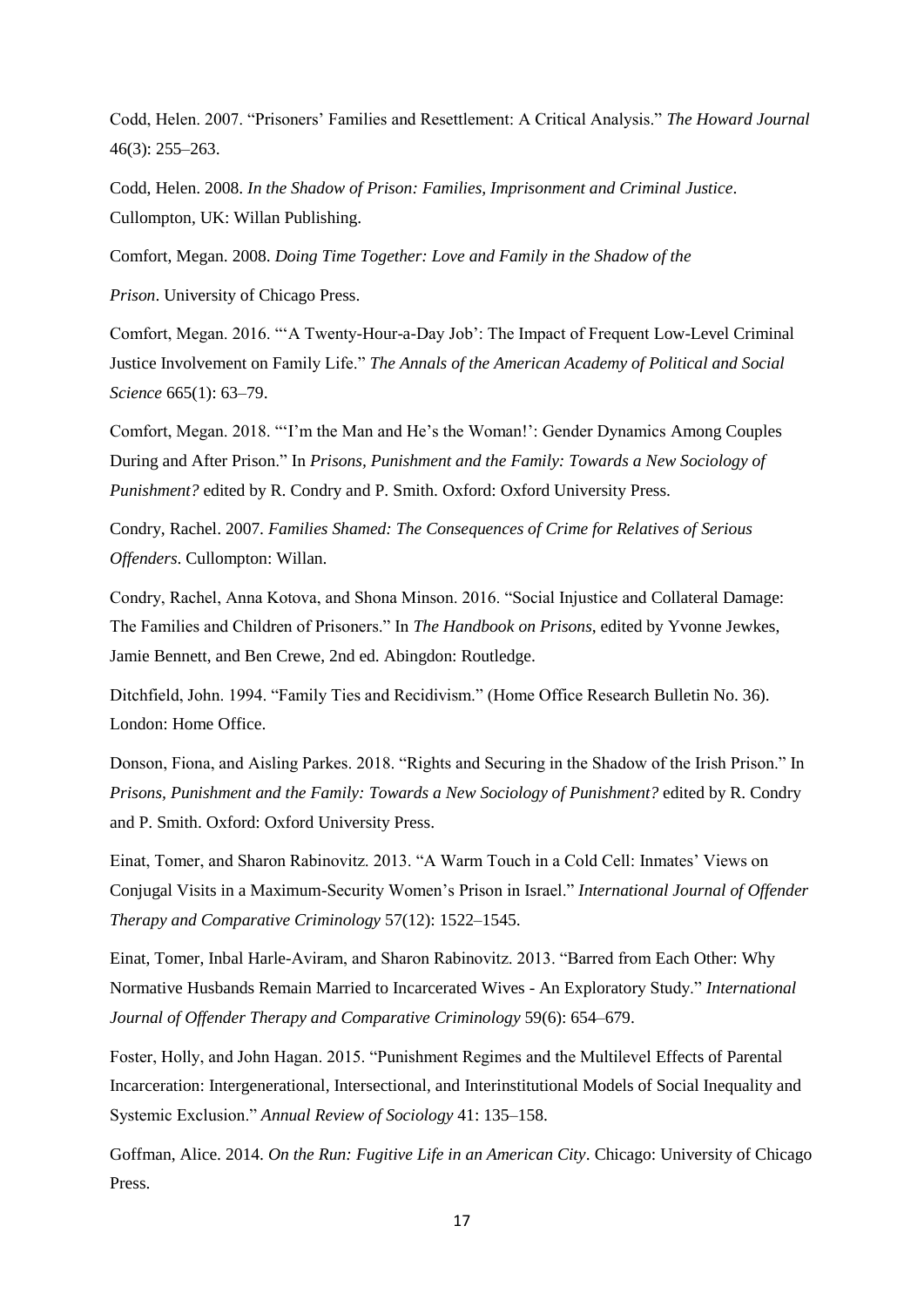Codd, Helen. 2007. "Prisoners' Families and Resettlement: A Critical Analysis." *The Howard Journal* 46(3): 255–263.

Codd, Helen. 2008. *In the Shadow of Prison: Families, Imprisonment and Criminal Justice*. Cullompton, UK: Willan Publishing.

Comfort, Megan. 2008. *Doing Time Together: Love and Family in the Shadow of the Prison*. University of Chicago Press.

Comfort, Megan. 2016. "'A Twenty-Hour-a-Day Job': The Impact of Frequent Low-Level Criminal Justice Involvement on Family Life." *The Annals of the American Academy of Political and Social Science* 665(1): 63–79.

Comfort, Megan. 2018. "'I'm the Man and He's the Woman!': Gender Dynamics Among Couples During and After Prison." In *Prisons, Punishment and the Family: Towards a New Sociology of Punishment?* edited by R. Condry and P. Smith. Oxford: Oxford University Press.

Condry, Rachel. 2007. *Families Shamed: The Consequences of Crime for Relatives of Serious Offenders*. Cullompton: Willan.

Condry, Rachel, Anna Kotova, and Shona Minson. 2016. "Social Injustice and Collateral Damage: The Families and Children of Prisoners." In *The Handbook on Prisons*, edited by Yvonne Jewkes, Jamie Bennett, and Ben Crewe, 2nd ed. Abingdon: Routledge.

Ditchfield, John. 1994. "Family Ties and Recidivism." (Home Office Research Bulletin No. 36). London: Home Office.

Donson, Fiona, and Aisling Parkes. 2018. "Rights and Securing in the Shadow of the Irish Prison." In *Prisons, Punishment and the Family: Towards a New Sociology of Punishment?* edited by R. Condry and P. Smith. Oxford: Oxford University Press.

Einat, Tomer, and Sharon Rabinovitz. 2013. "A Warm Touch in a Cold Cell: Inmates' Views on Conjugal Visits in a Maximum-Security Women's Prison in Israel." *International Journal of Offender Therapy and Comparative Criminology* 57(12): 1522–1545.

Einat, Tomer, Inbal Harle-Aviram, and Sharon Rabinovitz. 2013. "Barred from Each Other: Why Normative Husbands Remain Married to Incarcerated Wives - An Exploratory Study." *International Journal of Offender Therapy and Comparative Criminology* 59(6): 654–679.

Foster, Holly, and John Hagan. 2015. "Punishment Regimes and the Multilevel Effects of Parental Incarceration: Intergenerational, Intersectional, and Interinstitutional Models of Social Inequality and Systemic Exclusion." *Annual Review of Sociology* 41: 135–158.

Goffman, Alice. 2014. *On the Run: Fugitive Life in an American City*. Chicago: University of Chicago Press.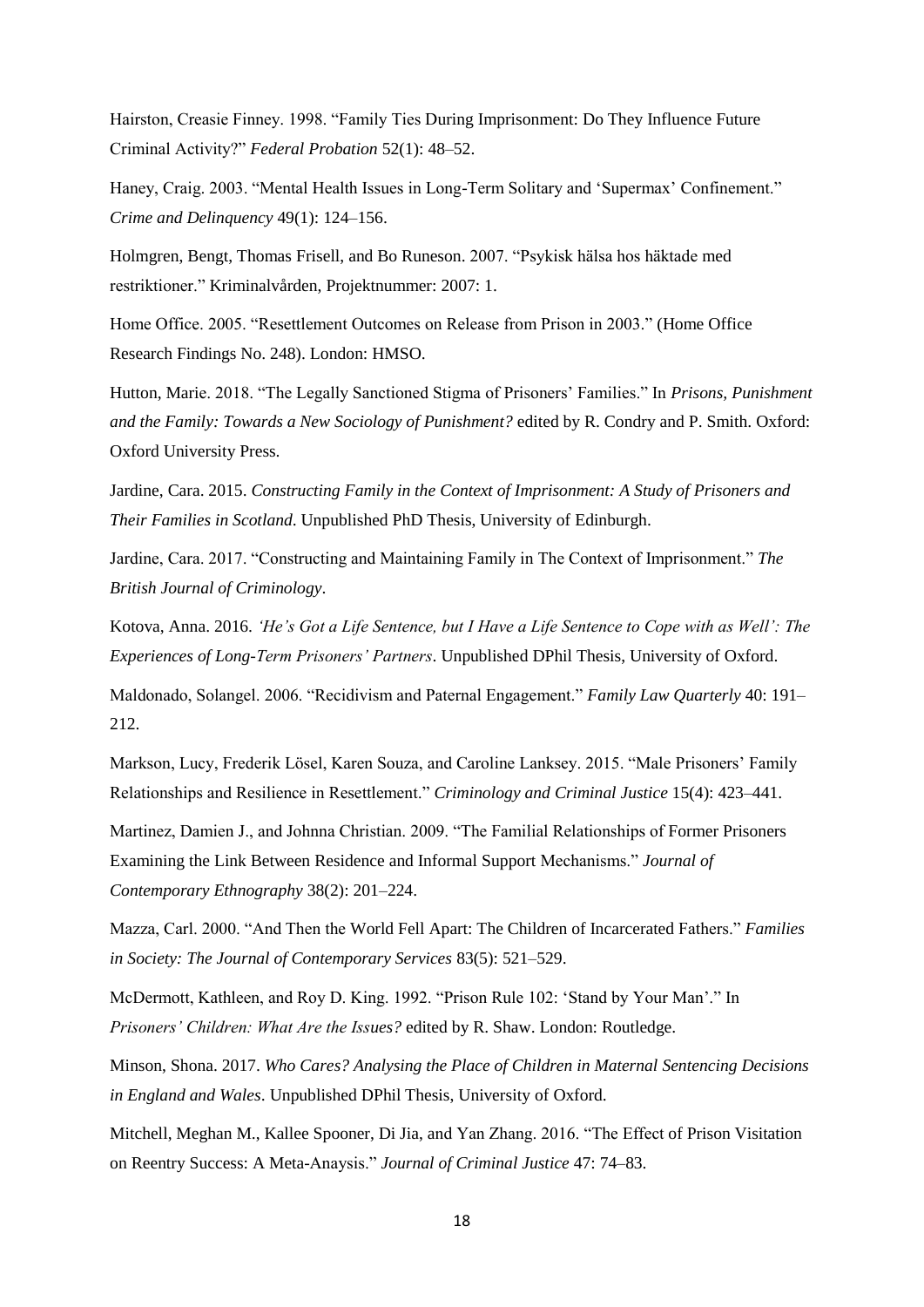Hairston, Creasie Finney. 1998. "Family Ties During Imprisonment: Do They Influence Future Criminal Activity?" *Federal Probation* 52(1): 48–52.

Haney, Craig. 2003. "Mental Health Issues in Long-Term Solitary and 'Supermax' Confinement." *Crime and Delinquency* 49(1): 124–156.

Holmgren, Bengt, Thomas Frisell, and Bo Runeson. 2007. "Psykisk hälsa hos häktade med restriktioner." Kriminalvården, Projektnummer: 2007: 1.

Home Office. 2005. "Resettlement Outcomes on Release from Prison in 2003." (Home Office Research Findings No. 248). London: HMSO.

Hutton, Marie. 2018. "The Legally Sanctioned Stigma of Prisoners' Families." In *Prisons, Punishment and the Family: Towards a New Sociology of Punishment?* edited by R. Condry and P. Smith. Oxford: Oxford University Press.

Jardine, Cara. 2015. *Constructing Family in the Context of Imprisonment: A Study of Prisoners and Their Families in Scotland*. Unpublished PhD Thesis, University of Edinburgh.

Jardine, Cara. 2017. "Constructing and Maintaining Family in The Context of Imprisonment." *The British Journal of Criminology*.

Kotova, Anna. 2016. *'He's Got a Life Sentence, but I Have a Life Sentence to Cope with as Well': The Experiences of Long-Term Prisoners' Partners*. Unpublished DPhil Thesis, University of Oxford.

Maldonado, Solangel. 2006. "Recidivism and Paternal Engagement." *Family Law Quarterly* 40: 191–212.

Markson, Lucy, Frederik Lösel, Karen Souza, and Caroline Lanksey. 2015. "Male Prisoners' Family Relationships and Resilience in Resettlement." *Criminology and Criminal Justice* 15(4): 423–441.

Martinez, Damien J., and Johnna Christian. 2009. "The Familial Relationships of Former Prisoners Examining the Link Between Residence and Informal Support Mechanisms." *Journal of Contemporary Ethnography* 38(2): 201–224.

Mazza, Carl. 2000. "And Then the World Fell Apart: The Children of Incarcerated Fathers." *Families in Society: The Journal of Contemporary Services* 83(5): 521–529.

McDermott, Kathleen, and Roy D. King. 1992. "Prison Rule 102: 'Stand by Your Man'." In *Prisoners' Children: What Are the Issues?* edited by R. Shaw. London: Routledge.

Minson, Shona. 2017. *Who Cares? Analysing the Place of Children in Maternal Sentencing Decisions in England and Wales*. Unpublished DPhil Thesis, University of Oxford.

Mitchell, Meghan M., Kallee Spooner, Di Jia, and Yan Zhang. 2016. "The Effect of Prison Visitation on Reentry Success: A Meta-Anaysis." *Journal of Criminal Justice* 47: 74–83.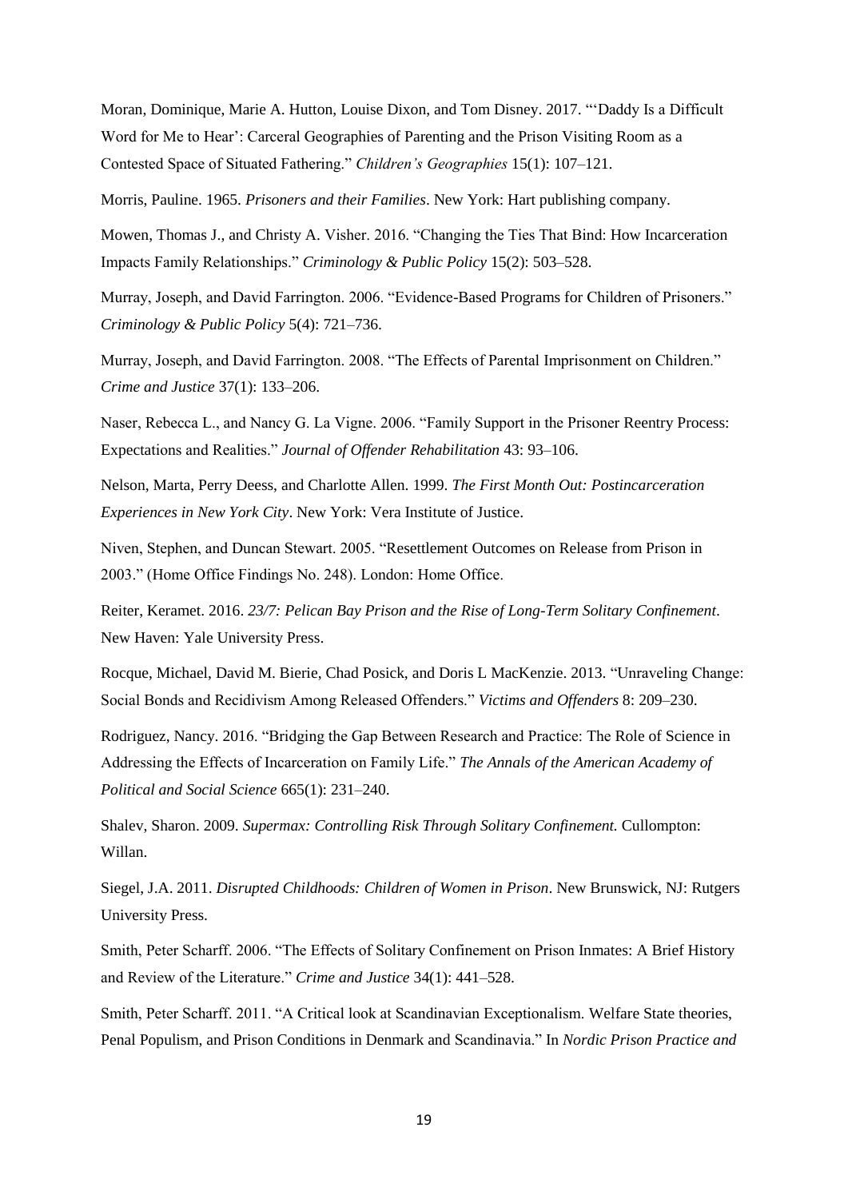Moran, Dominique, Marie A. Hutton, Louise Dixon, and Tom Disney. 2017. "'Daddy Is a Difficult Word for Me to Hear': Carceral Geographies of Parenting and the Prison Visiting Room as a Contested Space of Situated Fathering." *Children's Geographies* 15(1): 107–121.

Morris, Pauline. 1965. *Prisoners and their Families*. New York: Hart publishing company.

Mowen, Thomas J., and Christy A. Visher. 2016. "Changing the Ties That Bind: How Incarceration Impacts Family Relationships." *Criminology & Public Policy* 15(2): 503–528.

Murray, Joseph, and David Farrington. 2006. "Evidence-Based Programs for Children of Prisoners." *Criminology & Public Policy* 5(4): 721–736.

Murray, Joseph, and David Farrington. 2008. "The Effects of Parental Imprisonment on Children." *Crime and Justice* 37(1): 133–206.

Naser, Rebecca L., and Nancy G. La Vigne. 2006. "Family Support in the Prisoner Reentry Process: Expectations and Realities." *Journal of Offender Rehabilitation* 43: 93–106.

Nelson, Marta, Perry Deess, and Charlotte Allen. 1999. *The First Month Out: Postincarceration Experiences in New York City*. New York: Vera Institute of Justice.

Niven, Stephen, and Duncan Stewart. 2005. "Resettlement Outcomes on Release from Prison in 2003." (Home Office Findings No. 248). London: Home Office.

Reiter, Keramet. 2016. *23/7: Pelican Bay Prison and the Rise of Long-Term Solitary Confinement*. New Haven: Yale University Press.

Rocque, Michael, David M. Bierie, Chad Posick, and Doris L MacKenzie. 2013. "Unraveling Change: Social Bonds and Recidivism Among Released Offenders." *Victims and Offenders* 8: 209–230.

Rodriguez, Nancy. 2016. "Bridging the Gap Between Research and Practice: The Role of Science in Addressing the Effects of Incarceration on Family Life." *The Annals of the American Academy of Political and Social Science* 665(1): 231–240.

Shalev, Sharon. 2009. *Supermax: Controlling Risk Through Solitary Confinement.* Cullompton: Willan.

Siegel, J.A. 2011. *Disrupted Childhoods: Children of Women in Prison*. New Brunswick, NJ: Rutgers University Press.

Smith, Peter Scharff. 2006. "The Effects of Solitary Confinement on Prison Inmates: A Brief History and Review of the Literature." *Crime and Justice* 34(1): 441–528.

Smith, Peter Scharff. 2011. "A Critical look at Scandinavian Exceptionalism. Welfare State theories, Penal Populism, and Prison Conditions in Denmark and Scandinavia." In *Nordic Prison Practice and*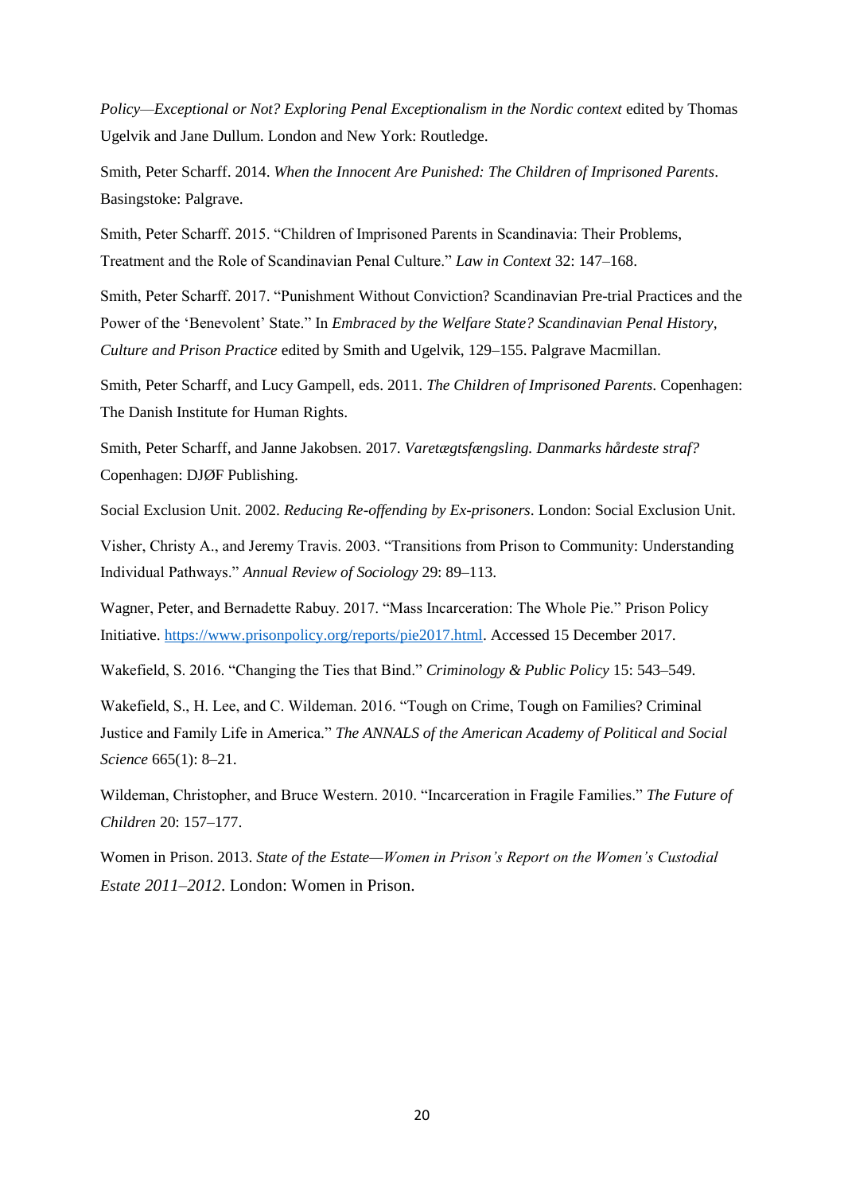*Policy—Exceptional or Not? Exploring Penal Exceptionalism in the Nordic context* edited by Thomas Ugelvik and Jane Dullum. London and New York: Routledge.

Smith, Peter Scharff. 2014. *When the Innocent Are Punished: The Children of Imprisoned Parents*. Basingstoke: Palgrave.

Smith, Peter Scharff. 2015. "Children of Imprisoned Parents in Scandinavia: Their Problems, Treatment and the Role of Scandinavian Penal Culture." *Law in Context* 32: 147–168.

Smith, Peter Scharff. 2017. "Punishment Without Conviction? Scandinavian Pre-trial Practices and the Power of the 'Benevolent' State." In *Embraced by the Welfare State? Scandinavian Penal History, Culture and Prison Practice* edited by Smith and Ugelvik, 129–155. Palgrave Macmillan.

Smith, Peter Scharff, and Lucy Gampell, eds. 2011. *The Children of Imprisoned Parents*. Copenhagen: The Danish Institute for Human Rights.

Smith, Peter Scharff, and Janne Jakobsen. 2017. *Varetægtsfængsling. Danmarks hårdeste straf?* Copenhagen: DJØF Publishing.

Social Exclusion Unit. 2002. *Reducing Re-offending by Ex-prisoners*. London: Social Exclusion Unit.

Visher, Christy A., and Jeremy Travis. 2003. "Transitions from Prison to Community: Understanding Individual Pathways." *Annual Review of Sociology* 29: 89–113.

Wagner, Peter, and Bernadette Rabuy. 2017. "Mass Incarceration: The Whole Pie." Prison Policy Initiative. https://www.prisonpolicy.org/reports/pie2017.html. Accessed 15 December 2017.

Wakefield, S. 2016. "Changing the Ties that Bind." *Criminology & Public Policy* 15: 543–549.

Wakefield, S., H. Lee, and C. Wildeman. 2016. "Tough on Crime, Tough on Families? Criminal Justice and Family Life in America." *The ANNALS of the American Academy of Political and Social Science* 665(1): 8–21.

Wildeman, Christopher, and Bruce Western. 2010. "Incarceration in Fragile Families." *The Future of Children* 20: 157–177.

Women in Prison. 2013. *State of the Estate—Women in Prison's Report on the Women's Custodial Estate 2011–2012*. London: Women in Prison.